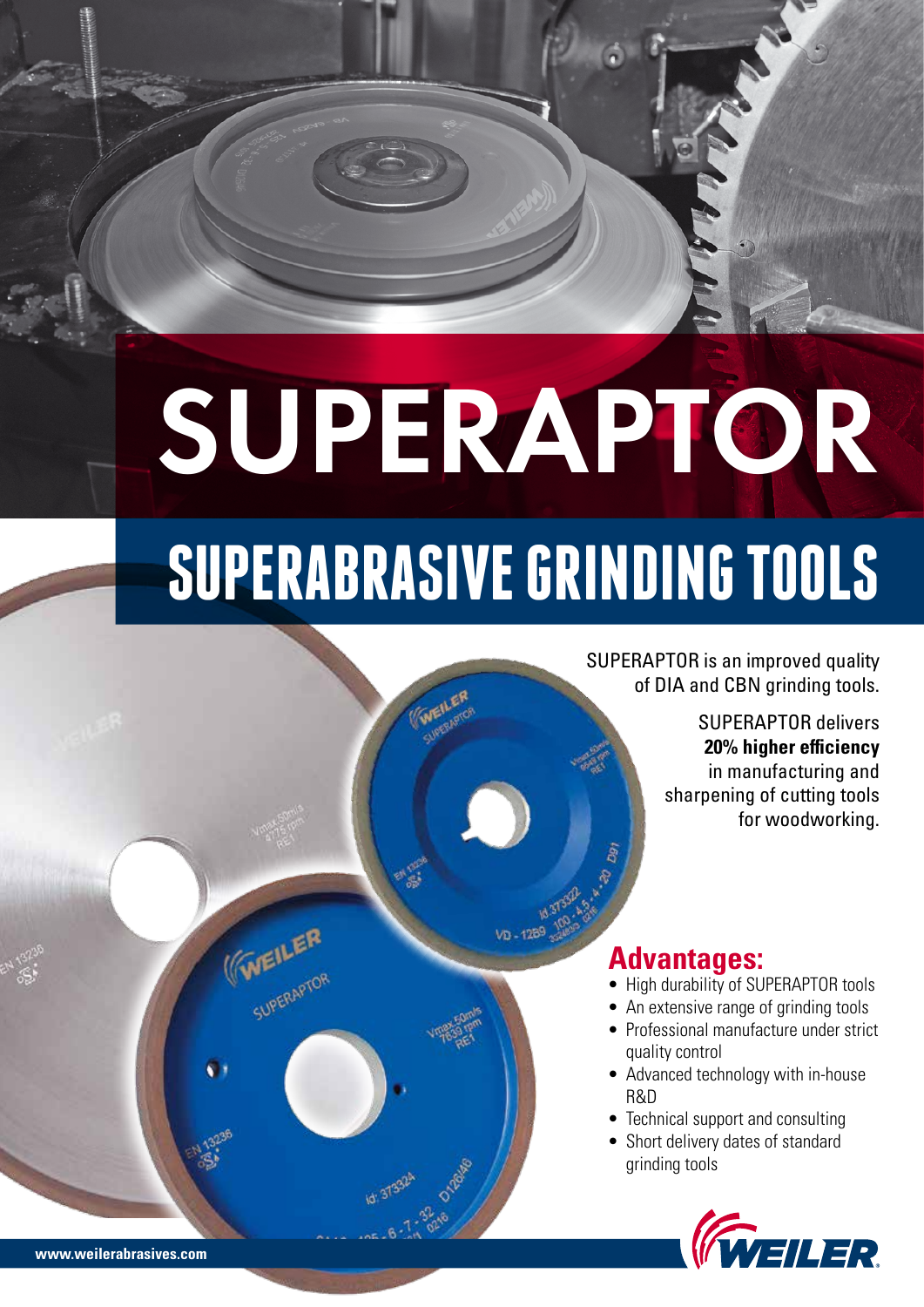# SUPERAPTOR

## SUPERABRASIVE GRINDING TOOLS

SUPERAPTOR is an improved quality of DIA and CBN grinding tools.

SUPERAPTOR delivers **20% higher efficiency** in manufacturing and sharpening of cutting tools for woodworking.

## Advantages:

- High durability of SUPERAPTOR tools
- An extensive range of grinding tools
- Professional manufacture under strict quality control
- Advanced technology with in-house R&D
- Technical support and consulting
- Short delivery dates of standard grinding tools

www.weilerabrasives.com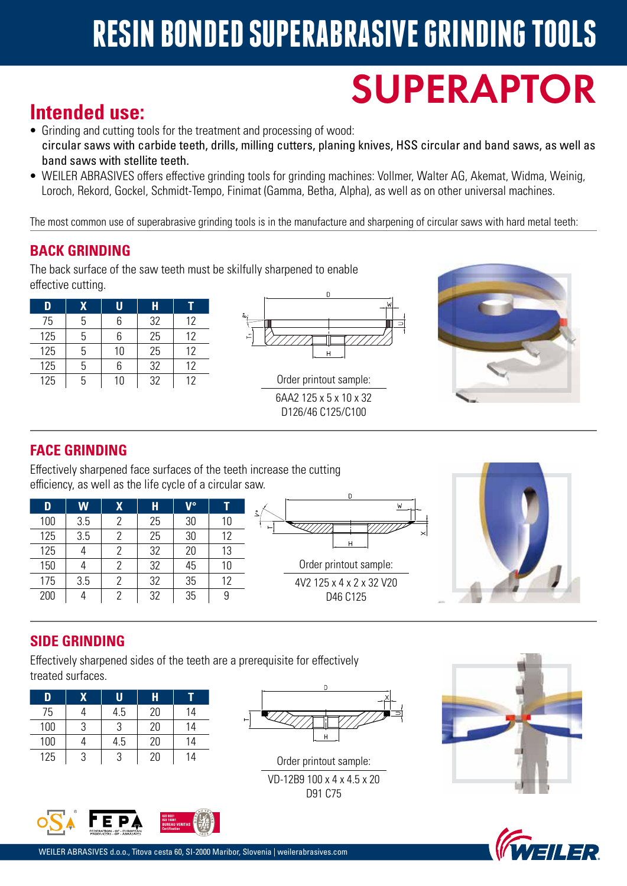# RESIN BONDED SUPERABRASIVE GRINDING TOOLS

# SUPERAPTOR

## Intended use:

- Grinding and cutting tools for the treatment and processing of wood:
  circular saws with carbide teeth, drills, milling cutters, planing knives, HSS circular and band saws, as well as band saws with stellite teeth.
- WEILER ABRASIVES offers effective grinding tools for grinding machines: Vollmer, Walter AG, Akemat, Widma, Weinig, Loroch, Rekord, Gockel, Schmidt-Tempo, Finimat (Gamma, Betha, Alpha), as well as on other universal machines.

The most common use of superabrasive grinding tools is in the manufacture and sharpening of circular saws with hard metal teeth:

## BACK GRINDING

The back surface of the saw teeth must be skilfully sharpened to enable effective cutting.

| D | X | U | H | T |
|---|---|---|---|---|
| 75 | 5 | 6 | 32 | 12 |
| 125 | 5 | 6 | 25 | 12 |
| 125 | 5 | 10 | 25 | 12 |
| 125 | 5 | 6 | 32 | 12 |
| 125 | 5 | 10 | 32 | 12 |

Order printout sample:

6AA2 125 x 5 x 10 x 32
D126/46 C125/C100

## FACE GRINDING

Effectively sharpened face surfaces of the teeth increase the cutting efficiency, as well as the life cycle of a circular saw.

| D | W | X | H | V° | T |
|---|---|---|---|---|---|
| 100 | 3.5 | 2 | 25 | 30 | 10 |
| 125 | 3.5 | 2 | 25 | 30 | 12 |
| 125 | 4 | 2 | 32 | 20 | 13 |
| 150 | 4 | 2 | 32 | 45 | 10 |
| 175 | 3.5 | 2 | 32 | 35 | 12 |
| 200 | 4 | 2 | 32 | 35 | 9 |

Order printout sample:

4V2 125 x 4 x 2 x 32 V20
D46 C125

## SIDE GRINDING

Effectively sharpened sides of the teeth are a prerequisite for effectively treated surfaces.

| D | X | U | H | T |
|---|---|---|---|---|
| 75 | 4 | 4.5 | 20 | 14 |
| 100 | 3 | 3 | 20 | 14 |
| 100 | 4 | 4.5 | 20 | 14 |
| 125 | 3 | 3 | 20 | 14 |

Order printout sample:

VD-12B9 100 x 4 x 4.5 x 20
D91 C75

WEILER ABRASIVES d.o.o., Titova cesta 60, SI-2000 Maribor, Slovenia | weilerabrasives.com